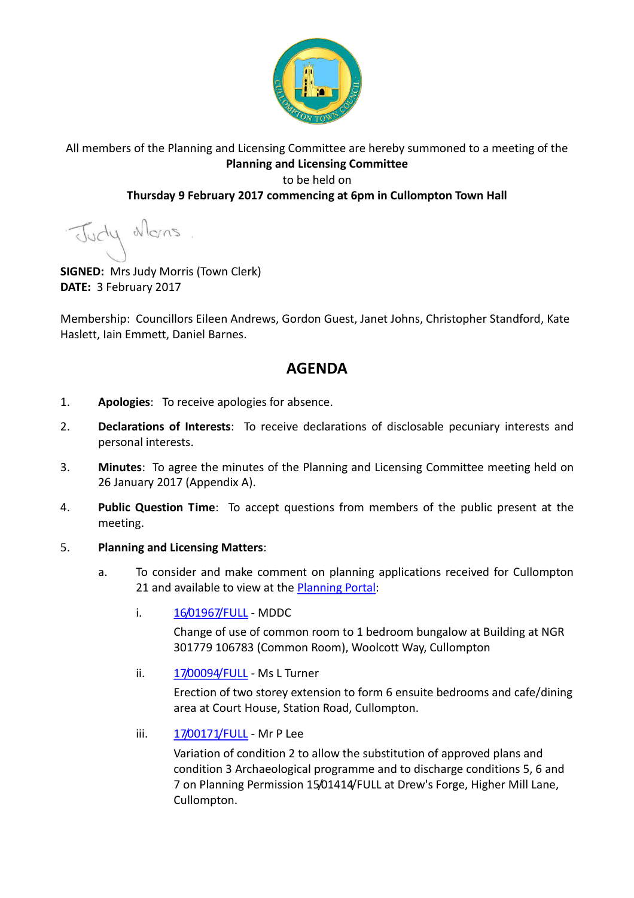All members of the Planning and Licensing Committee are hereby summoned to a meeting of the **Planning and Licensing Committee** to be held on **Thursday 9 February 2017 commencing at 6pm in Cullompton Town Hall**

**SIGNED:** Mrs Judy Morris (Town Clerk)
**DATE:** 3 February 2017

Membership: Councillors Eileen Andrews, Gordon Guest, Janet Johns, Christopher Standford, Kate Haslett, Iain Emmett, Daniel Barnes.

# AGENDA

1. **Apologies**: To receive apologies for absence.

2. **Declarations of Interests**: To receive declarations of disclosable pecuniary interests and personal interests.

3. **Minutes**: To agree the minutes of the Planning and Licensing Committee meeting held on 26 January 2017 (Appendix A).

4. **Public Question Time**: To accept questions from members of the public present at the meeting.

5. **Planning and Licensing Matters**:

   a. To consider and make comment on planning applications received for Cullompton 21 and available to view at the Planning Portal:

      i. 16/01967/FULL - MDDC

         Change of use of common room to 1 bedroom bungalow at Building at NGR 301779 106783 (Common Room), Woolcott Way, Cullompton

      ii. 17/00094/FULL - Ms L Turner

         Erection of two storey extension to form 6 ensuite bedrooms and cafe/dining area at Court House, Station Road, Cullompton.

      iii. 17/00171/FULL - Mr P Lee

         Variation of condition 2 to allow the substitution of approved plans and condition 3 Archaeological programme and to discharge conditions 5, 6 and 7 on Planning Permission 15/01414/FULL at Drew's Forge, Higher Mill Lane, Cullompton.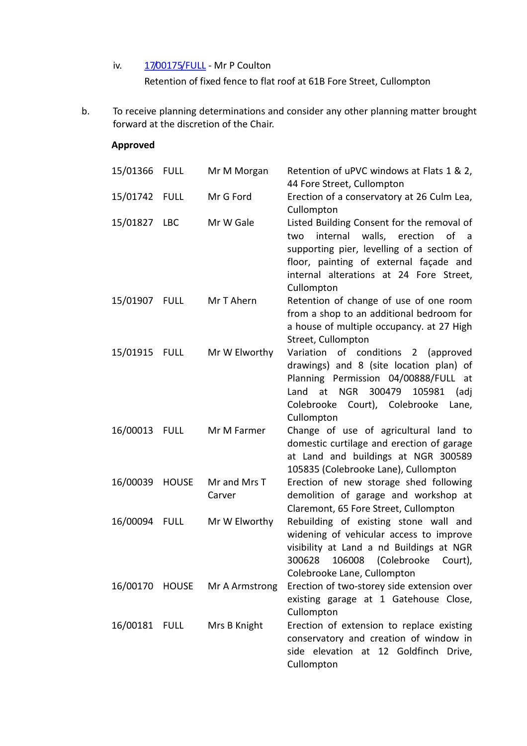iv. [17/00175/FULL](17/00175/FULL) - Mr P Coulton
Retention of fixed fence to flat roof at 61B Fore Street, Cullompton

b. To receive planning determinations and consider any other planning matter brought forward at the discretion of the Chair.

**Approved**

| | | | |
|---|---|---|---|
| 15/01366 | FULL | Mr M Morgan | Retention of uPVC windows at Flats 1 & 2, 44 Fore Street, Cullompton |
| 15/01742 | FULL | Mr G Ford | Erection of a conservatory at 26 Culm Lea, Cullompton |
| 15/01827 | LBC | Mr W Gale | Listed Building Consent for the removal of two internal walls, erection of a supporting pier, levelling of a section of floor, painting of external façade and internal alterations at 24 Fore Street, Cullompton |
| 15/01907 | FULL | Mr T Ahern | Retention of change of use of one room from a shop to an additional bedroom for a house of multiple occupancy. at 27 High Street, Cullompton |
| 15/01915 | FULL | Mr W Elworthy | Variation of conditions 2 (approved drawings) and 8 (site location plan) of Planning Permission 04/00888/FULL at Land at NGR 300479 105981 (adj Colebrooke Court), Colebrooke Lane, Cullompton |
| 16/00013 | FULL | Mr M Farmer | Change of use of agricultural land to domestic curtilage and erection of garage at Land and buildings at NGR 300589 105835 (Colebrooke Lane), Cullompton |
| 16/00039 | HOUSE | Mr and Mrs T Carver | Erection of new storage shed following demolition of garage and workshop at Claremont, 65 Fore Street, Cullompton |
| 16/00094 | FULL | Mr W Elworthy | Rebuilding of existing stone wall and widening of vehicular access to improve visibility at Land a nd Buildings at NGR 300628 106008 (Colebrooke Court), Colebrooke Lane, Cullompton |
| 16/00170 | HOUSE | Mr A Armstrong | Erection of two-storey side extension over existing garage at 1 Gatehouse Close, Cullompton |
| 16/00181 | FULL | Mrs B Knight | Erection of extension to replace existing conservatory and creation of window in side elevation at 12 Goldfinch Drive, Cullompton |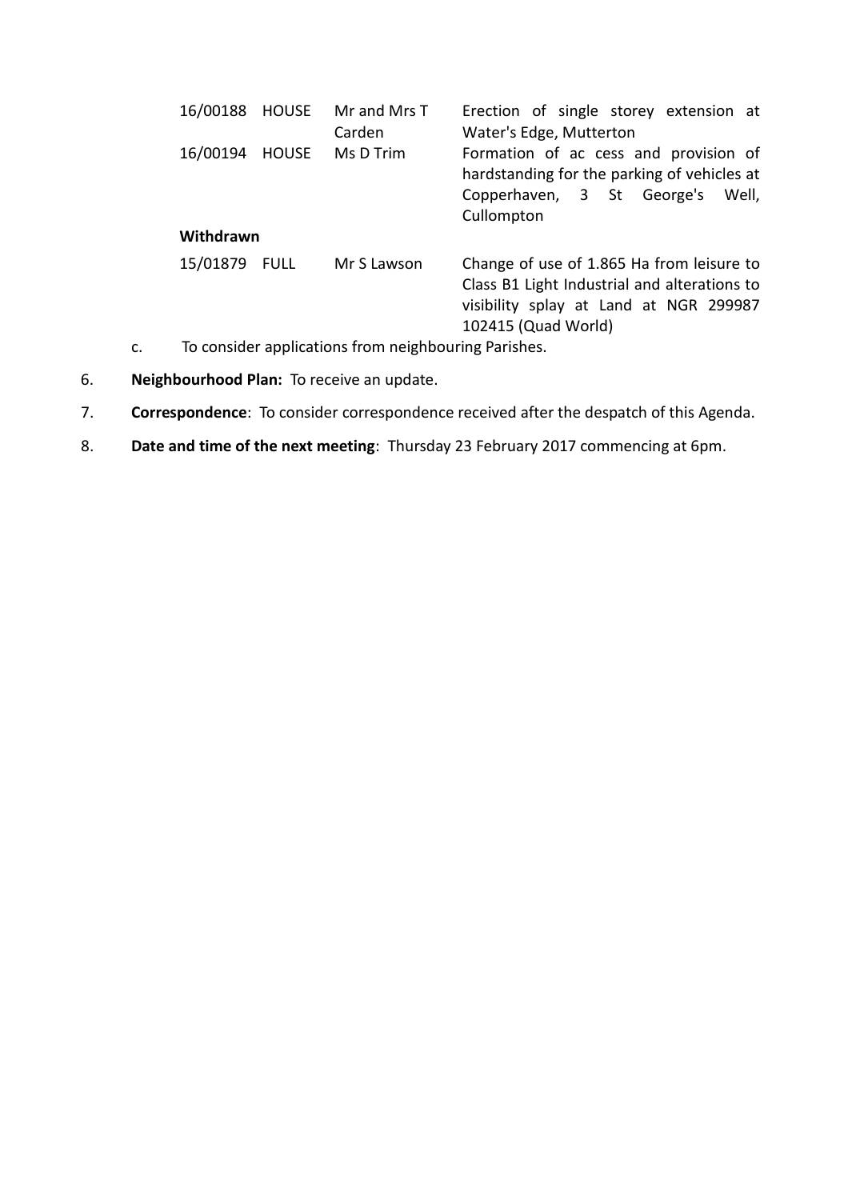| | | | |
|---|---|---|---|
| 16/00188 | HOUSE | Mr and Mrs T Carden | Erection of single storey extension at Water's Edge, Mutterton |
| 16/00194 | HOUSE | Ms D Trim | Formation of ac cess and provision of hardstanding for the parking of vehicles at Copperhaven, 3 St George's Well, Cullompton |

**Withdrawn**

| | | | |
|---|---|---|---|
| 15/01879 | FULL | Mr S Lawson | Change of use of 1.865 Ha from leisure to Class B1 Light Industrial and alterations to visibility splay at Land at NGR 299987 102415 (Quad World) |

c. To consider applications from neighbouring Parishes.

6. **Neighbourhood Plan:** To receive an update.

7. **Correspondence**: To consider correspondence received after the despatch of this Agenda.

8. **Date and time of the next meeting**: Thursday 23 February 2017 commencing at 6pm.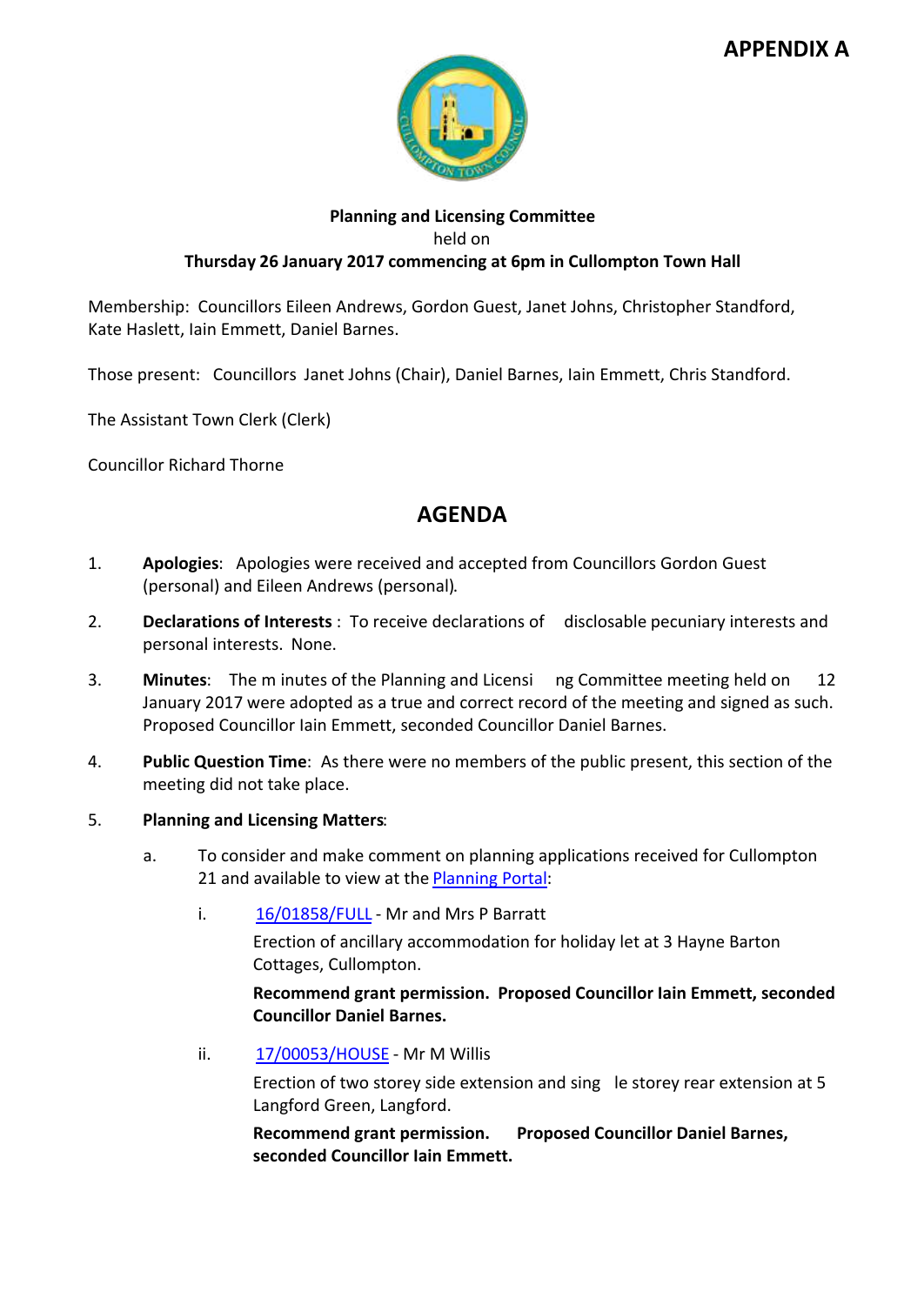**APPENDIX A**

**Planning and Licensing Committee**
held on
**Thursday 26 January 2017 commencing at 6pm in Cullompton Town Hall**

Membership: Councillors Eileen Andrews, Gordon Guest, Janet Johns, Christopher Standford, Kate Haslett, Iain Emmett, Daniel Barnes.

Those present: Councillors Janet Johns (Chair), Daniel Barnes, Iain Emmett, Chris Standford.

The Assistant Town Clerk (Clerk)

Councillor Richard Thorne

## AGENDA

1. **Apologies**: Apologies were received and accepted from Councillors Gordon Guest (personal) and Eileen Andrews (personal).

2. **Declarations of Interests** : To receive declarations of disclosable pecuniary interests and personal interests. None.

3. **Minutes**: The minutes of the Planning and Licensing Committee meeting held on 12 January 2017 were adopted as a true and correct record of the meeting and signed as such. Proposed Councillor Iain Emmett, seconded Councillor Daniel Barnes.

4. **Public Question Time**: As there were no members of the public present, this section of the meeting did not take place.

5. **Planning and Licensing Matters**:

   a. To consider and make comment on planning applications received for Cullompton 21 and available to view at the Planning Portal:

      i. 16/01858/FULL - Mr and Mrs P Barratt

         Erection of ancillary accommodation for holiday let at 3 Hayne Barton Cottages, Cullompton.

         **Recommend grant permission. Proposed Councillor Iain Emmett, seconded Councillor Daniel Barnes.**

      ii. 17/00053/HOUSE - Mr M Willis

         Erection of two storey side extension and single storey rear extension at 5 Langford Green, Langford.

         **Recommend grant permission. Proposed Councillor Daniel Barnes, seconded Councillor Iain Emmett.**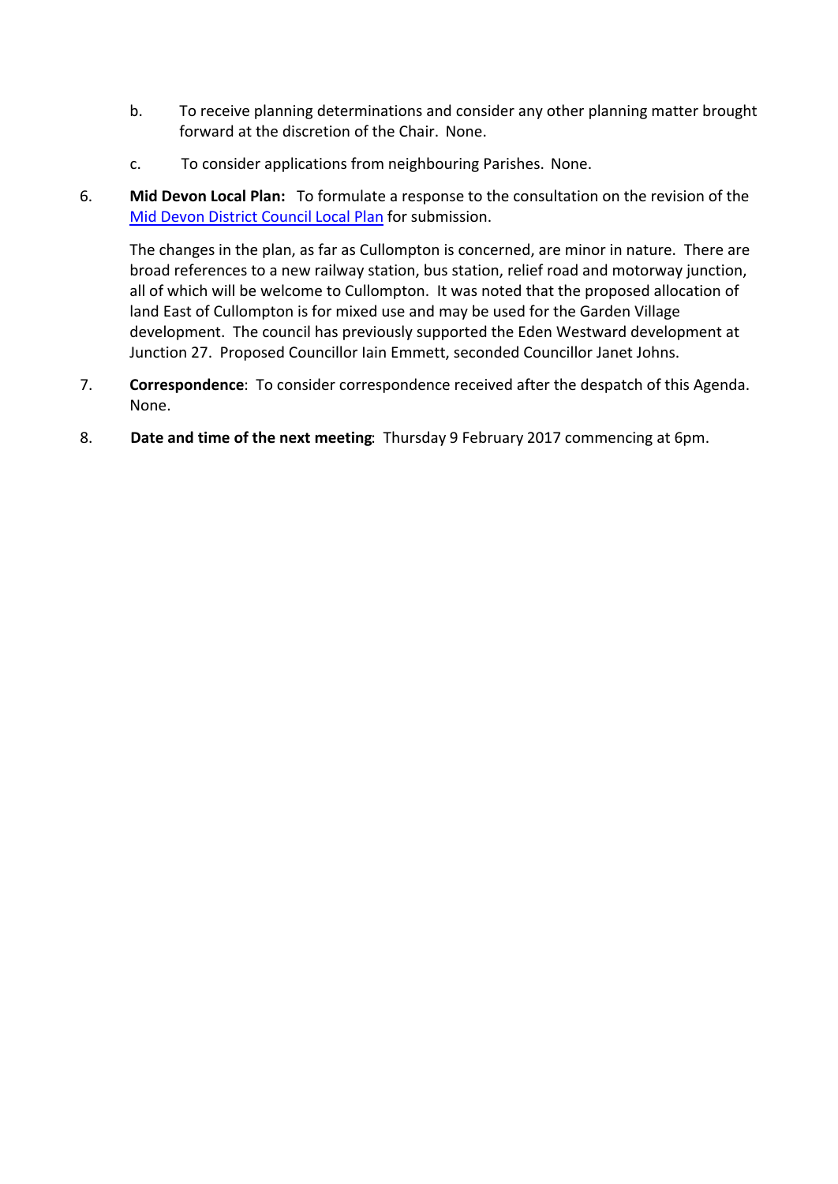b. To receive planning determinations and consider any other planning matter brought forward at the discretion of the Chair. None.

c. To consider applications from neighbouring Parishes. None.

6. **Mid Devon Local Plan:** To formulate a response to the consultation on the revision of the [Mid Devon District Council Local Plan](Mid Devon District Council Local Plan) for submission.

   The changes in the plan, as far as Cullompton is concerned, are minor in nature. There are broad references to a new railway station, bus station, relief road and motorway junction, all of which will be welcome to Cullompton. It was noted that the proposed allocation of land East of Cullompton is for mixed use and may be used for the Garden Village development. The council has previously supported the Eden Westward development at Junction 27. Proposed Councillor Iain Emmett, seconded Councillor Janet Johns.

7. **Correspondence**: To consider correspondence received after the despatch of this Agenda. None.

8. **Date and time of the next meeting**: Thursday 9 February 2017 commencing at 6pm.